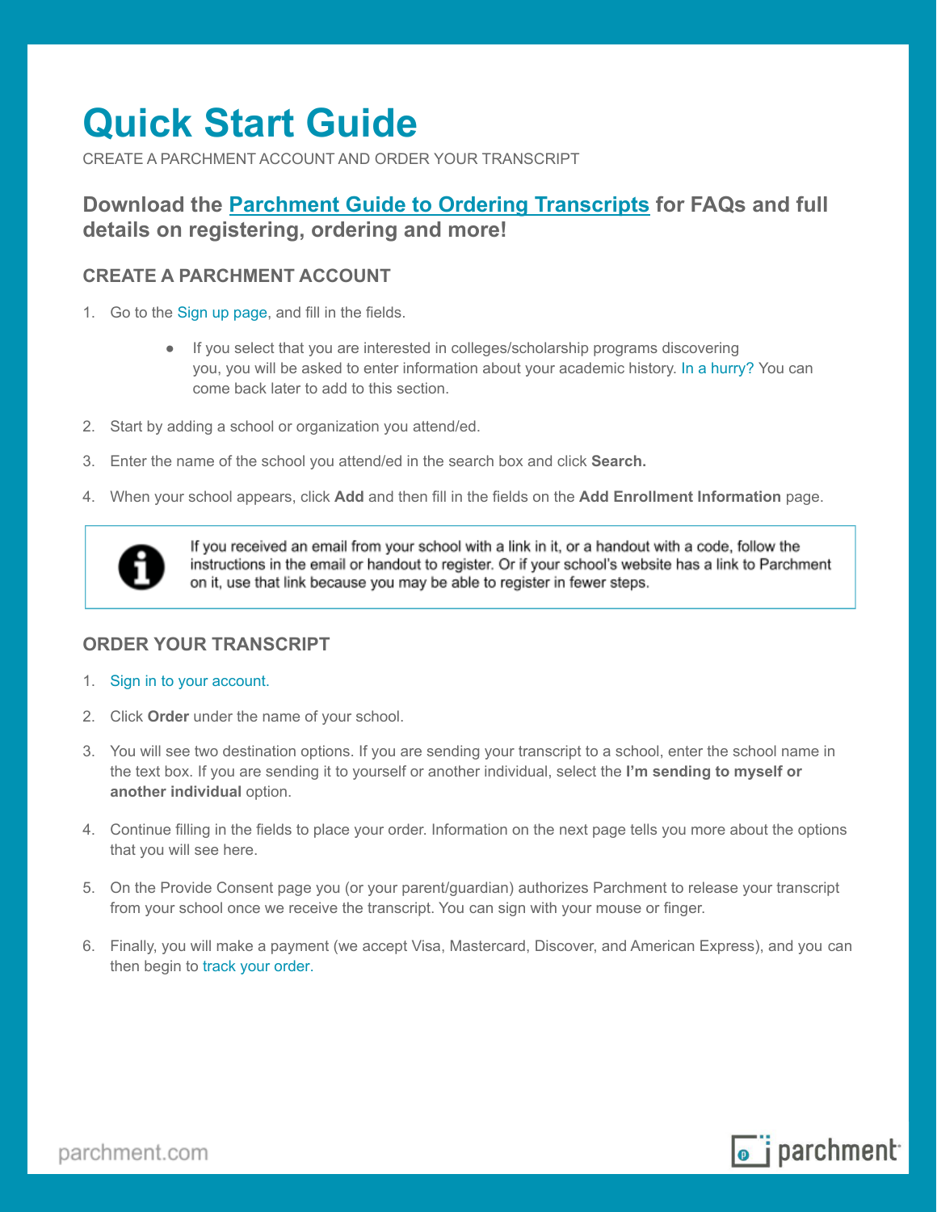# Quick Start Guide

CREATE A PARCHMENT ACCOUNT AND ORDER YOUR TRANSCRIPT

## Download the Parchment Guide to Ordering Transcripts for FAQs and full details on registering, ordering and more!

### CREATE A PARCHMENT ACCOUNT

1. Go to the Sign up page, and fill in the fields.
   - If you select that you are interested in colleges/scholarship programs discovering you, you will be asked to enter information about your academic history. In a hurry? You can come back later to add to this section.
2. Start by adding a school or organization you attend/ed.
3. Enter the name of the school you attend/ed in the search box and click **Search.**
4. When your school appears, click **Add** and then fill in the fields on the **Add Enrollment Information** page.

> If you received an email from your school with a link in it, or a handout with a code, follow the instructions in the email or handout to register. Or if your school's website has a link to Parchment on it, use that link because you may be able to register in fewer steps.

### ORDER YOUR TRANSCRIPT

1. Sign in to your account.
2. Click **Order** under the name of your school.
3. You will see two destination options. If you are sending your transcript to a school, enter the school name in the text box. If you are sending it to yourself or another individual, select the **I'm sending to myself or another individual** option.
4. Continue filling in the fields to place your order. Information on the next page tells you more about the options that you will see here.
5. On the Provide Consent page you (or your parent/guardian) authorizes Parchment to release your transcript from your school once we receive the transcript. You can sign with your mouse or finger.
6. Finally, you will make a payment (we accept Visa, Mastercard, Discover, and American Express), and you can then begin to track your order.

parchment.com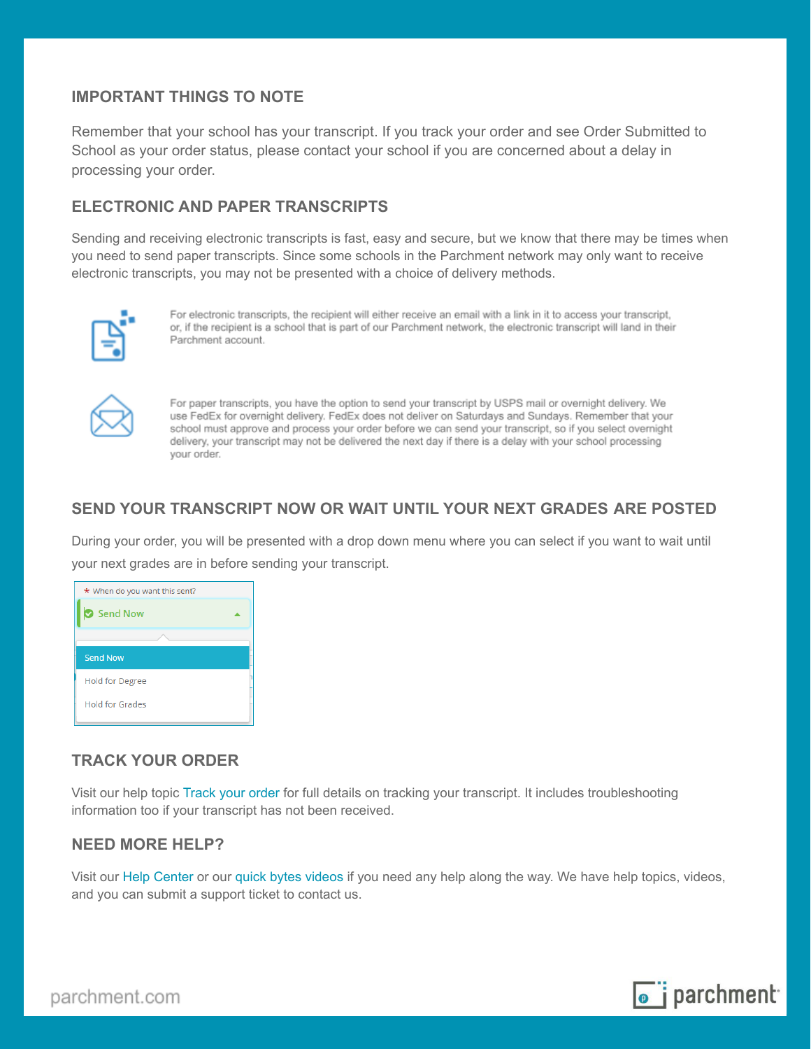## IMPORTANT THINGS TO NOTE

Remember that your school has your transcript. If you track your order and see Order Submitted to School as your order status, please contact your school if you are concerned about a delay in processing your order.

## ELECTRONIC AND PAPER TRANSCRIPTS

Sending and receiving electronic transcripts is fast, easy and secure, but we know that there may be times when you need to send paper transcripts. Since some schools in the Parchment network may only want to receive electronic transcripts, you may not be presented with a choice of delivery methods.

For electronic transcripts, the recipient will either receive an email with a link in it to access your transcript, or, if the recipient is a school that is part of our Parchment network, the electronic transcript will land in their Parchment account.

For paper transcripts, you have the option to send your transcript by USPS mail or overnight delivery. We use FedEx for overnight delivery. FedEx does not deliver on Saturdays and Sundays. Remember that your school must approve and process your order before we can send your transcript, so if you select overnight delivery, your transcript may not be delivered the next day if there is a delay with your school processing your order.

## SEND YOUR TRANSCRIPT NOW OR WAIT UNTIL YOUR NEXT GRADES ARE POSTED

During your order, you will be presented with a drop down menu where you can select if you want to wait until your next grades are in before sending your transcript.

\* When do you want this sent?

Send Now

- Send Now
- Hold for Degree
- Hold for Grades

## TRACK YOUR ORDER

Visit our help topic Track your order for full details on tracking your transcript. It includes troubleshooting information too if your transcript has not been received.

## NEED MORE HELP?

Visit our Help Center or our quick bytes videos if you need any help along the way. We have help topics, videos, and you can submit a support ticket to contact us.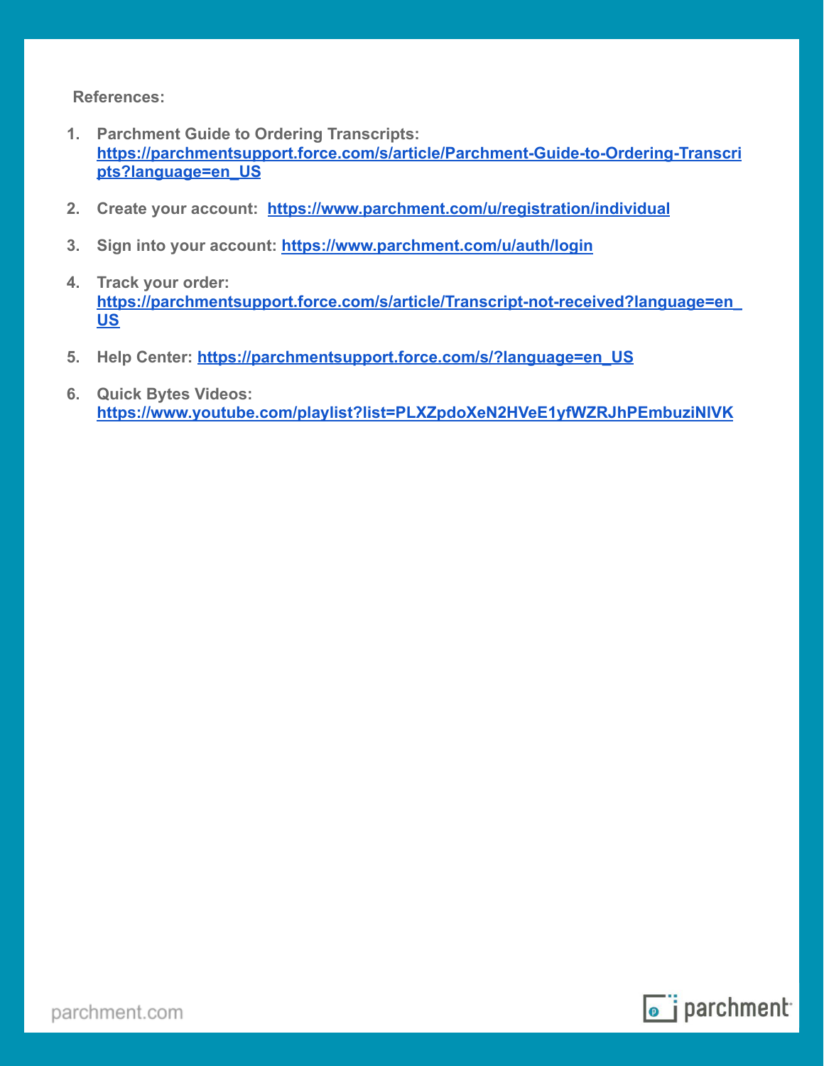**References:**

1. **Parchment Guide to Ordering Transcripts:** https://parchmentsupport.force.com/s/article/Parchment-Guide-to-Ordering-Transcripts?language=en_US
2. **Create your account:** https://www.parchment.com/u/registration/individual
3. **Sign into your account:** https://www.parchment.com/u/auth/login
4. **Track your order:** https://parchmentsupport.force.com/s/article/Transcript-not-received?language=en_US
5. **Help Center:** https://parchmentsupport.force.com/s/?language=en_US
6. **Quick Bytes Videos:** https://www.youtube.com/playlist?list=PLXZpdoXeN2HVeE1yfWZRJhPEmbuziNlVK